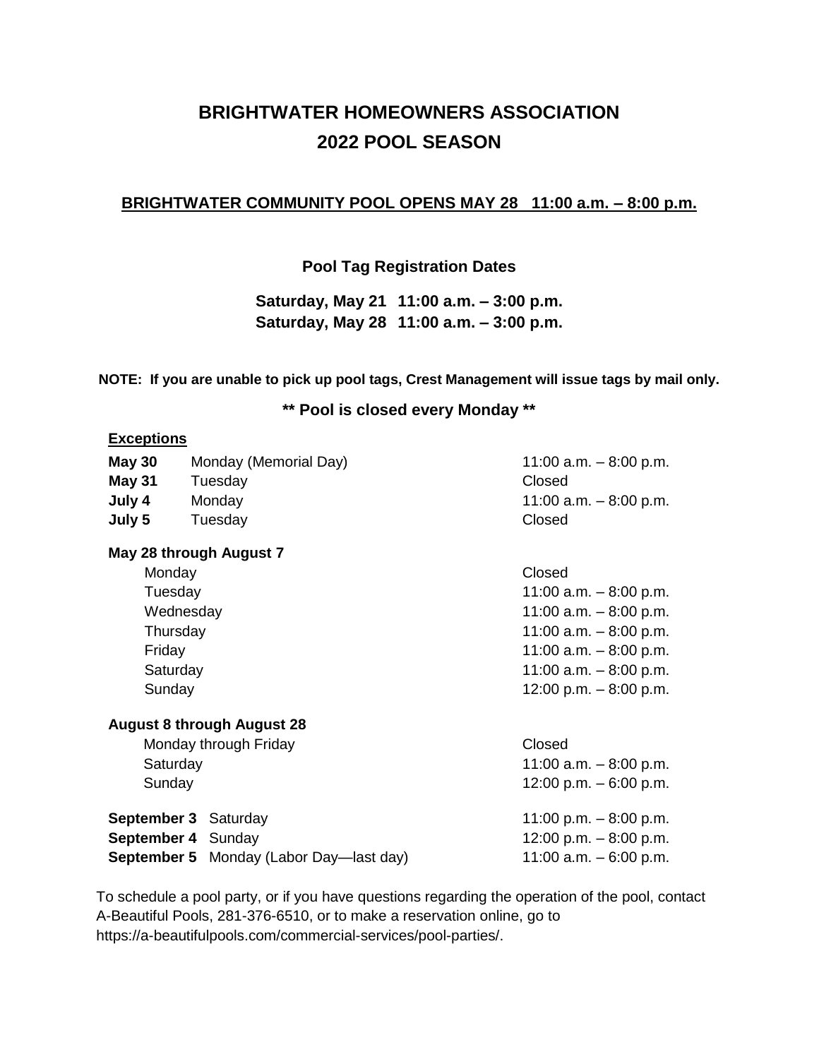# BRIGHTWATER HOMEOWNERS ASSOCIATION
# 2022 POOL SEASON

**BRIGHTWATER COMMUNITY POOL OPENS MAY 28 11:00 a.m. – 8:00 p.m.**

**Pool Tag Registration Dates**

**Saturday, May 21 11:00 a.m. – 3:00 p.m.**
**Saturday, May 28 11:00 a.m. – 3:00 p.m.**

**NOTE: If you are unable to pick up pool tags, Crest Management will issue tags by mail only.**

**\*\* Pool is closed every Monday \*\***

**Exceptions**

| | | |
|---|---|---|
| **May 30** | Monday (Memorial Day) | 11:00 a.m. – 8:00 p.m. |
| **May 31** | Tuesday | Closed |
| **July 4** | Monday | 11:00 a.m. – 8:00 p.m. |
| **July 5** | Tuesday | Closed |

**May 28 through August 7**

| | |
|---|---|
| Monday | Closed |
| Tuesday | 11:00 a.m. – 8:00 p.m. |
| Wednesday | 11:00 a.m. – 8:00 p.m. |
| Thursday | 11:00 a.m. – 8:00 p.m. |
| Friday | 11:00 a.m. – 8:00 p.m. |
| Saturday | 11:00 a.m. – 8:00 p.m. |
| Sunday | 12:00 p.m. – 8:00 p.m. |

**August 8 through August 28**

| | |
|---|---|
| Monday through Friday | Closed |
| Saturday | 11:00 a.m. – 8:00 p.m. |
| Sunday | 12:00 p.m. – 6:00 p.m. |

| | | |
|---|---|---|
| **September 3** | Saturday | 11:00 p.m. – 8:00 p.m. |
| **September 4** | Sunday | 12:00 p.m. – 8:00 p.m. |
| **September 5** | Monday (Labor Day—last day) | 11:00 a.m. – 6:00 p.m. |

To schedule a pool party, or if you have questions regarding the operation of the pool, contact A-Beautiful Pools, 281-376-6510, or to make a reservation online, go to https://a-beautifulpools.com/commercial-services/pool-parties/.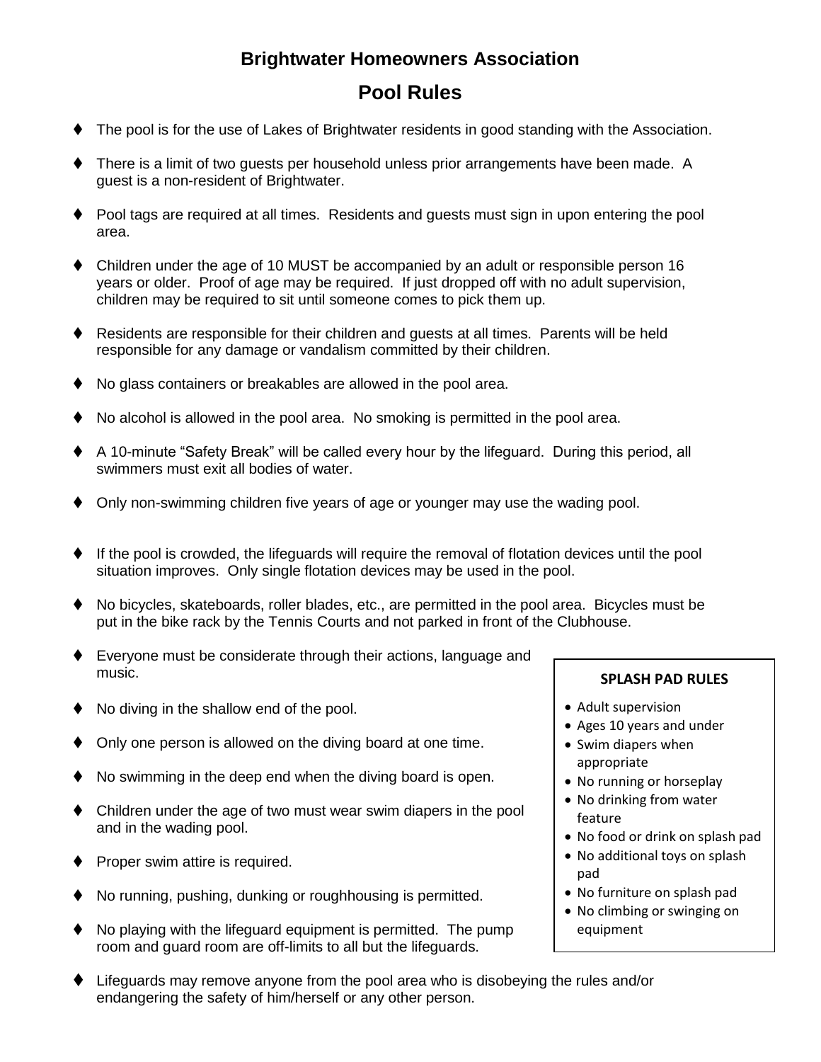# Brightwater Homeowners Association

## Pool Rules

- The pool is for the use of Lakes of Brightwater residents in good standing with the Association.
- There is a limit of two guests per household unless prior arrangements have been made. A guest is a non-resident of Brightwater.
- Pool tags are required at all times. Residents and guests must sign in upon entering the pool area.
- Children under the age of 10 MUST be accompanied by an adult or responsible person 16 years or older. Proof of age may be required. If just dropped off with no adult supervision, children may be required to sit until someone comes to pick them up.
- Residents are responsible for their children and guests at all times. Parents will be held responsible for any damage or vandalism committed by their children.
- No glass containers or breakables are allowed in the pool area.
- No alcohol is allowed in the pool area. No smoking is permitted in the pool area.
- A 10-minute "Safety Break" will be called every hour by the lifeguard. During this period, all swimmers must exit all bodies of water.
- Only non-swimming children five years of age or younger may use the wading pool.
- If the pool is crowded, the lifeguards will require the removal of flotation devices until the pool situation improves. Only single flotation devices may be used in the pool.
- No bicycles, skateboards, roller blades, etc., are permitted in the pool area. Bicycles must be put in the bike rack by the Tennis Courts and not parked in front of the Clubhouse.
- Everyone must be considerate through their actions, language and music.
- No diving in the shallow end of the pool.
- Only one person is allowed on the diving board at one time.
- No swimming in the deep end when the diving board is open.
- Children under the age of two must wear swim diapers in the pool and in the wading pool.
- Proper swim attire is required.
- No running, pushing, dunking or roughhousing is permitted.
- No playing with the lifeguard equipment is permitted. The pump room and guard room are off-limits to all but the lifeguards.
- Lifeguards may remove anyone from the pool area who is disobeying the rules and/or endangering the safety of him/herself or any other person.

**SPLASH PAD RULES**

- Adult supervision
- Ages 10 years and under
- Swim diapers when appropriate
- No running or horseplay
- No drinking from water feature
- No food or drink on splash pad
- No additional toys on splash pad
- No furniture on splash pad
- No climbing or swinging on equipment